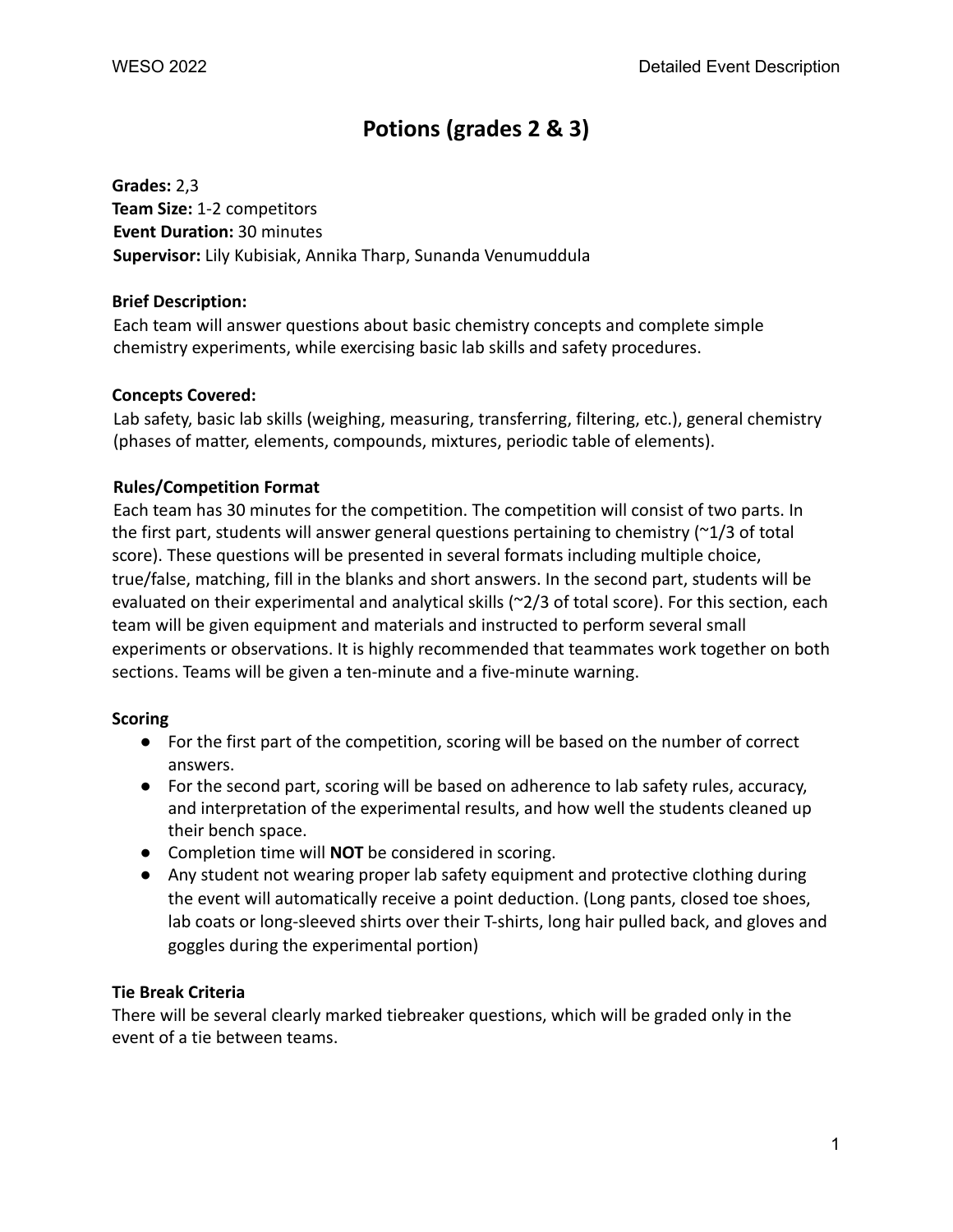# Potions (grades 2 & 3)

**Grades:** 2,3
**Team Size:** 1-2 competitors
**Event Duration:** 30 minutes
**Supervisor:** Lily Kubisiak, Annika Tharp, Sunanda Venumuddula

**Brief Description:**
Each team will answer questions about basic chemistry concepts and complete simple chemistry experiments, while exercising basic lab skills and safety procedures.

**Concepts Covered:**
Lab safety, basic lab skills (weighing, measuring, transferring, filtering, etc.), general chemistry (phases of matter, elements, compounds, mixtures, periodic table of elements).

**Rules/Competition Format**
Each team has 30 minutes for the competition. The competition will consist of two parts. In the first part, students will answer general questions pertaining to chemistry (~1/3 of total score). These questions will be presented in several formats including multiple choice, true/false, matching, fill in the blanks and short answers. In the second part, students will be evaluated on their experimental and analytical skills (~2/3 of total score). For this section, each team will be given equipment and materials and instructed to perform several small experiments or observations. It is highly recommended that teammates work together on both sections. Teams will be given a ten-minute and a five-minute warning.

**Scoring**

- For the first part of the competition, scoring will be based on the number of correct answers.
- For the second part, scoring will be based on adherence to lab safety rules, accuracy, and interpretation of the experimental results, and how well the students cleaned up their bench space.
- Completion time will **NOT** be considered in scoring.
- Any student not wearing proper lab safety equipment and protective clothing during the event will automatically receive a point deduction. (Long pants, closed toe shoes, lab coats or long-sleeved shirts over their T-shirts, long hair pulled back, and gloves and goggles during the experimental portion)

**Tie Break Criteria**
There will be several clearly marked tiebreaker questions, which will be graded only in the event of a tie between teams.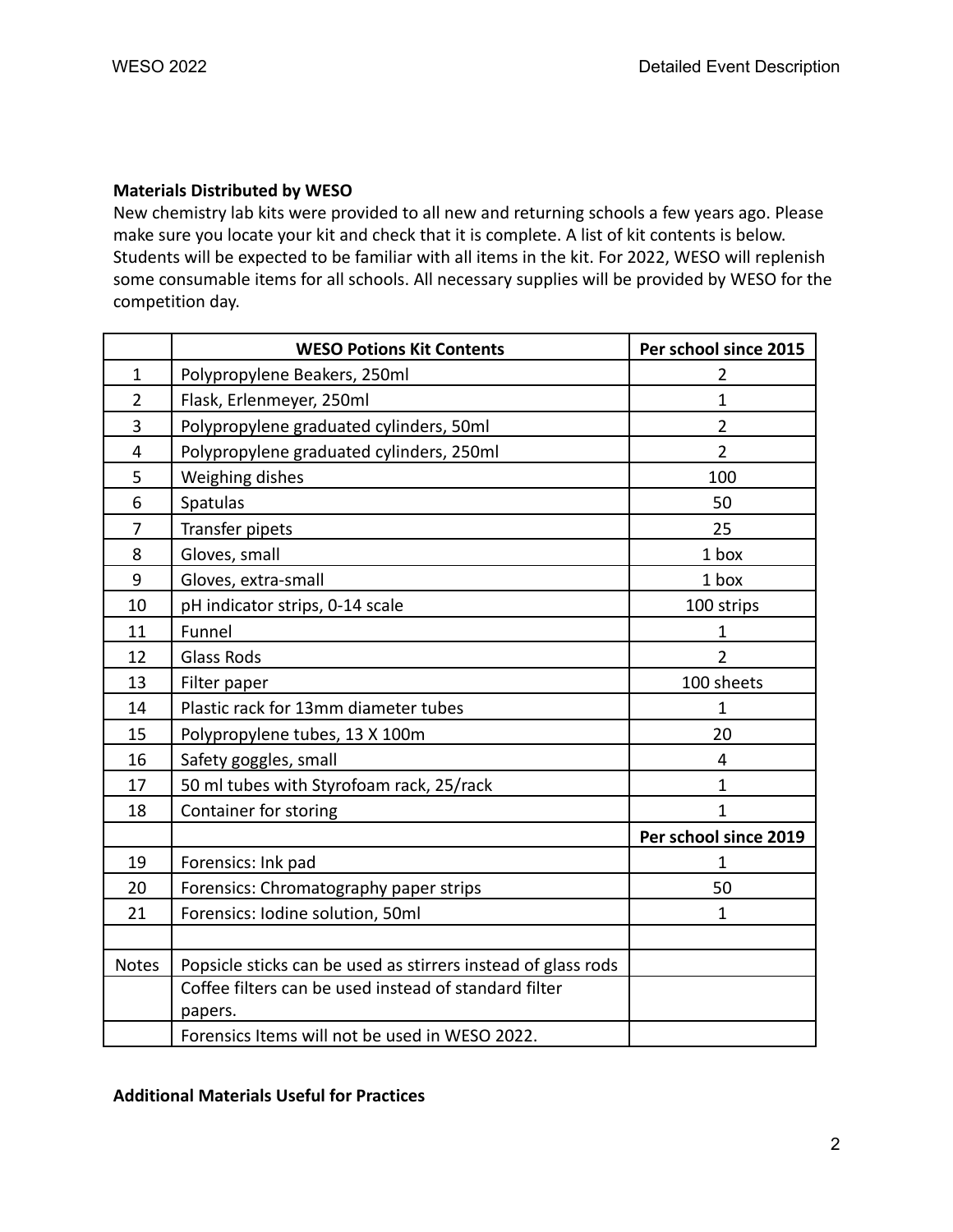**Materials Distributed by WESO**

New chemistry lab kits were provided to all new and returning schools a few years ago. Please make sure you locate your kit and check that it is complete. A list of kit contents is below. Students will be expected to be familiar with all items in the kit. For 2022, WESO will replenish some consumable items for all schools. All necessary supplies will be provided by WESO for the competition day.

| | WESO Potions Kit Contents | Per school since 2015 |
|---|---|---|
| 1 | Polypropylene Beakers, 250ml | 2 |
| 2 | Flask, Erlenmeyer, 250ml | 1 |
| 3 | Polypropylene graduated cylinders, 50ml | 2 |
| 4 | Polypropylene graduated cylinders, 250ml | 2 |
| 5 | Weighing dishes | 100 |
| 6 | Spatulas | 50 |
| 7 | Transfer pipets | 25 |
| 8 | Gloves, small | 1 box |
| 9 | Gloves, extra-small | 1 box |
| 10 | pH indicator strips, 0-14 scale | 100 strips |
| 11 | Funnel | 1 |
| 12 | Glass Rods | 2 |
| 13 | Filter paper | 100 sheets |
| 14 | Plastic rack for 13mm diameter tubes | 1 |
| 15 | Polypropylene tubes, 13 X 100m | 20 |
| 16 | Safety goggles, small | 4 |
| 17 | 50 ml tubes with Styrofoam rack, 25/rack | 1 |
| 18 | Container for storing | 1 |
| | | **Per school since 2019** |
| 19 | Forensics: Ink pad | 1 |
| 20 | Forensics: Chromatography paper strips | 50 |
| 21 | Forensics: Iodine solution, 50ml | 1 |
| | | |
| Notes | Popsicle sticks can be used as stirrers instead of glass rods | |
| | Coffee filters can be used instead of standard filter papers. | |
| | Forensics Items will not be used in WESO 2022. | |

**Additional Materials Useful for Practices**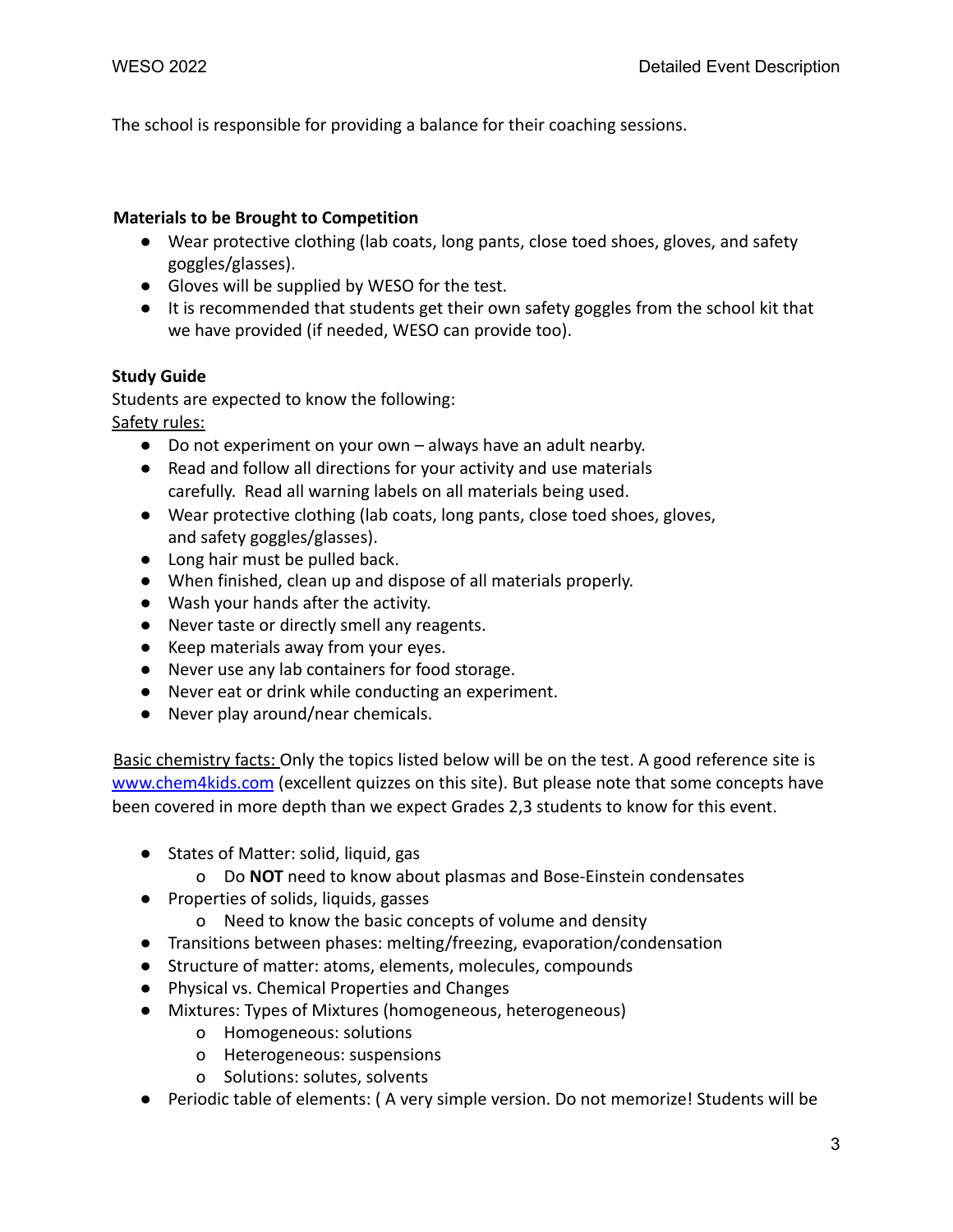The school is responsible for providing a balance for their coaching sessions.

**Materials to be Brought to Competition**

- Wear protective clothing (lab coats, long pants, close toed shoes, gloves, and safety goggles/glasses).
- Gloves will be supplied by WESO for the test.
- It is recommended that students get their own safety goggles from the school kit that we have provided (if needed, WESO can provide too).

**Study Guide**

Students are expected to know the following:

Safety rules:

- Do not experiment on your own – always have an adult nearby.
- Read and follow all directions for your activity and use materials carefully. Read all warning labels on all materials being used.
- Wear protective clothing (lab coats, long pants, close toed shoes, gloves, and safety goggles/glasses).
- Long hair must be pulled back.
- When finished, clean up and dispose of all materials properly.
- Wash your hands after the activity.
- Never taste or directly smell any reagents.
- Keep materials away from your eyes.
- Never use any lab containers for food storage.
- Never eat or drink while conducting an experiment.
- Never play around/near chemicals.

Basic chemistry facts: Only the topics listed below will be on the test. A good reference site is [www.chem4kids.com](http://www.chem4kids.com) (excellent quizzes on this site). But please note that some concepts have been covered in more depth than we expect Grades 2,3 students to know for this event.

- States of Matter: solid, liquid, gas
  - Do **NOT** need to know about plasmas and Bose-Einstein condensates
- Properties of solids, liquids, gasses
  - Need to know the basic concepts of volume and density
- Transitions between phases: melting/freezing, evaporation/condensation
- Structure of matter: atoms, elements, molecules, compounds
- Physical vs. Chemical Properties and Changes
- Mixtures: Types of Mixtures (homogeneous, heterogeneous)
  - Homogeneous: solutions
  - Heterogeneous: suspensions
  - Solutions: solutes, solvents
- Periodic table of elements: ( A very simple version. Do not memorize! Students will be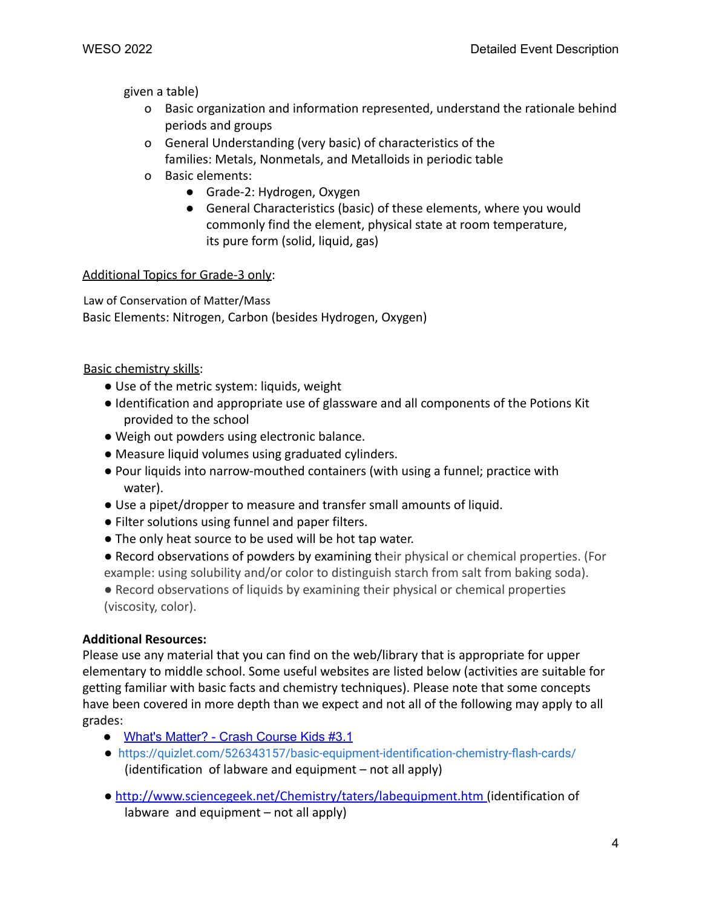given a table)

- Basic organization and information represented, understand the rationale behind periods and groups
- General Understanding (very basic) of characteristics of the families: Metals, Nonmetals, and Metalloids in periodic table
- Basic elements:
  - Grade-2: Hydrogen, Oxygen
  - General Characteristics (basic) of these elements, where you would commonly find the element, physical state at room temperature, its pure form (solid, liquid, gas)

<u>Additional Topics for Grade-3 only</u>:

Law of Conservation of Matter/Mass
Basic Elements: Nitrogen, Carbon (besides Hydrogen, Oxygen)

<u>Basic chemistry skills</u>:

- Use of the metric system: liquids, weight
- Identification and appropriate use of glassware and all components of the Potions Kit provided to the school
- Weigh out powders using electronic balance.
- Measure liquid volumes using graduated cylinders.
- Pour liquids into narrow-mouthed containers (with using a funnel; practice with water).
- Use a pipet/dropper to measure and transfer small amounts of liquid.
- Filter solutions using funnel and paper filters.
- The only heat source to be used will be hot tap water.
- Record observations of powders by examining their physical or chemical properties. (For example: using solubility and/or color to distinguish starch from salt from baking soda).
- Record observations of liquids by examining their physical or chemical properties (viscosity, color).

**Additional Resources:**
Please use any material that you can find on the web/library that is appropriate for upper elementary to middle school. Some useful websites are listed below (activities are suitable for getting familiar with basic facts and chemistry techniques). Please note that some concepts have been covered in more depth than we expect and not all of the following may apply to all grades:

- What's Matter? - Crash Course Kids #3.1
- https://quizlet.com/526343157/basic-equipment-identification-chemistry-flash-cards/ (identification of labware and equipment – not all apply)
- http://www.sciencegeek.net/Chemistry/taters/labequipment.htm (identification of labware and equipment – not all apply)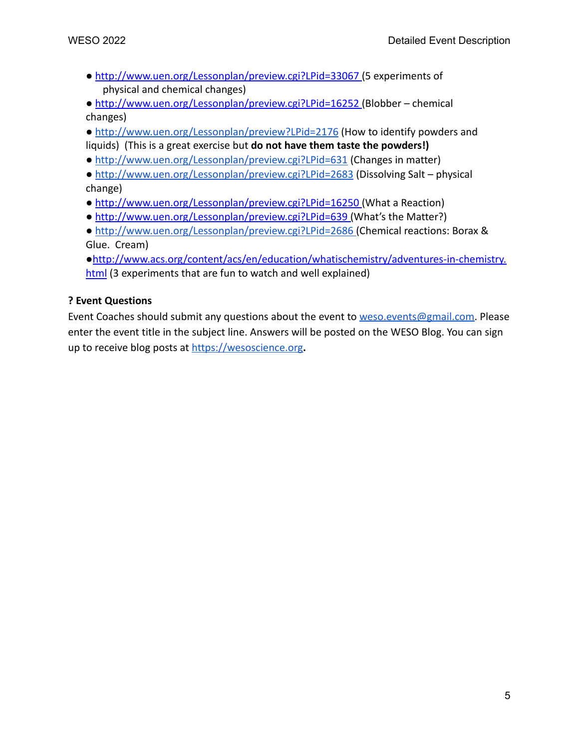- http://www.uen.org/Lessonplan/preview.cgi?LPid=33067 (5 experiments of physical and chemical changes)
- http://www.uen.org/Lessonplan/preview.cgi?LPid=16252 (Blobber – chemical changes)
- http://www.uen.org/Lessonplan/preview?LPid=2176 (How to identify powders and liquids) (This is a great exercise but **do not have them taste the powders!)**
- http://www.uen.org/Lessonplan/preview.cgi?LPid=631 (Changes in matter)
- http://www.uen.org/Lessonplan/preview.cgi?LPid=2683 (Dissolving Salt – physical change)
- http://www.uen.org/Lessonplan/preview.cgi?LPid=16250 (What a Reaction)
- http://www.uen.org/Lessonplan/preview.cgi?LPid=639 (What's the Matter?)
- http://www.uen.org/Lessonplan/preview.cgi?LPid=2686 (Chemical reactions: Borax & Glue. Cream)
- http://www.acs.org/content/acs/en/education/whatischemistry/adventures-in-chemistry.html (3 experiments that are fun to watch and well explained)

**? Event Questions**

Event Coaches should submit any questions about the event to weso.events@gmail.com. Please enter the event title in the subject line. Answers will be posted on the WESO Blog. You can sign up to receive blog posts at https://wesoscience.org**.**